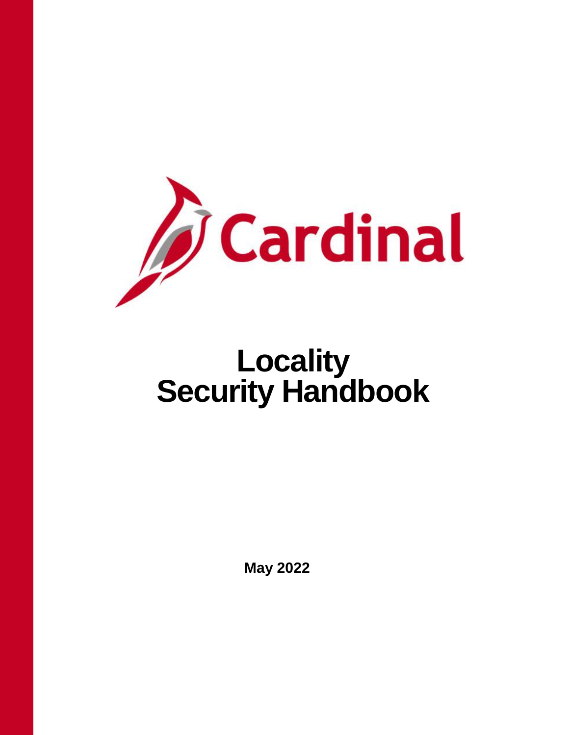Cardinal

# Locality Security Handbook

**May 2022**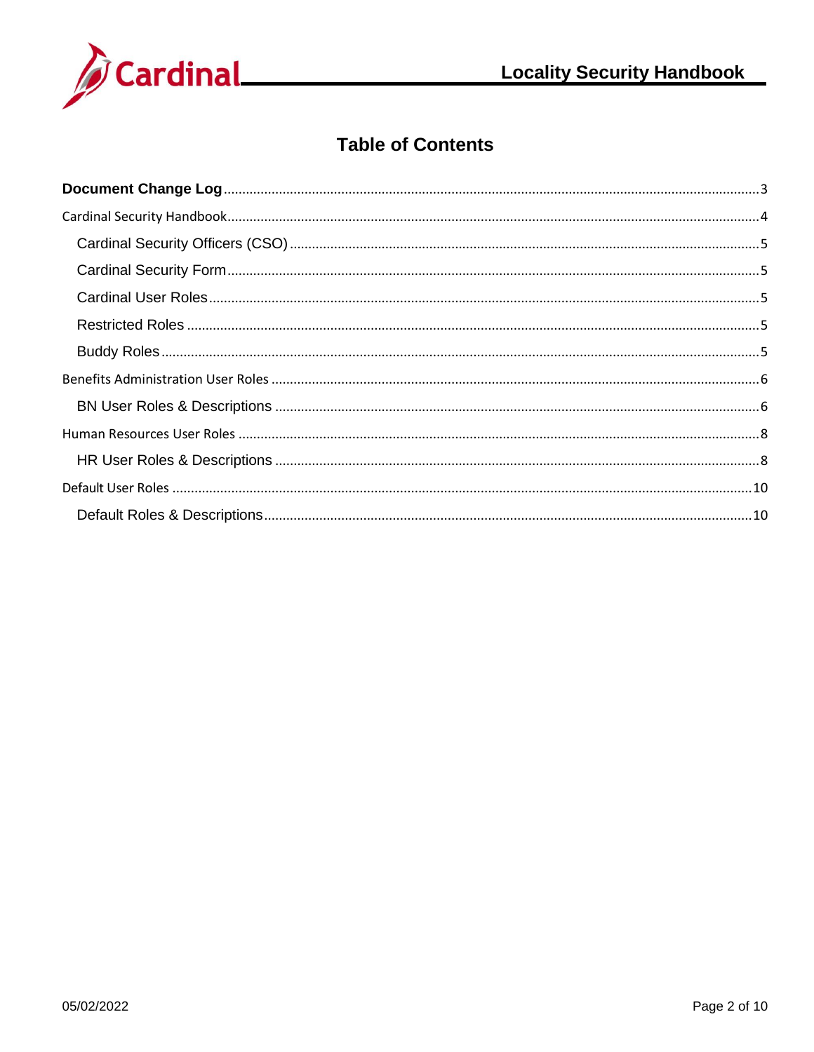# Table of Contents

**Document Change Log** ........ 3

Cardinal Security Handbook ........ 4

- Cardinal Security Officers (CSO) ........ 5
- Cardinal Security Form ........ 5
- Cardinal User Roles ........ 5
- Restricted Roles ........ 5
- Buddy Roles ........ 5

Benefits Administration User Roles ........ 6

- BN User Roles & Descriptions ........ 6

Human Resources User Roles ........ 8

- HR User Roles & Descriptions ........ 8

Default User Roles ........ 10

- Default Roles & Descriptions ........ 10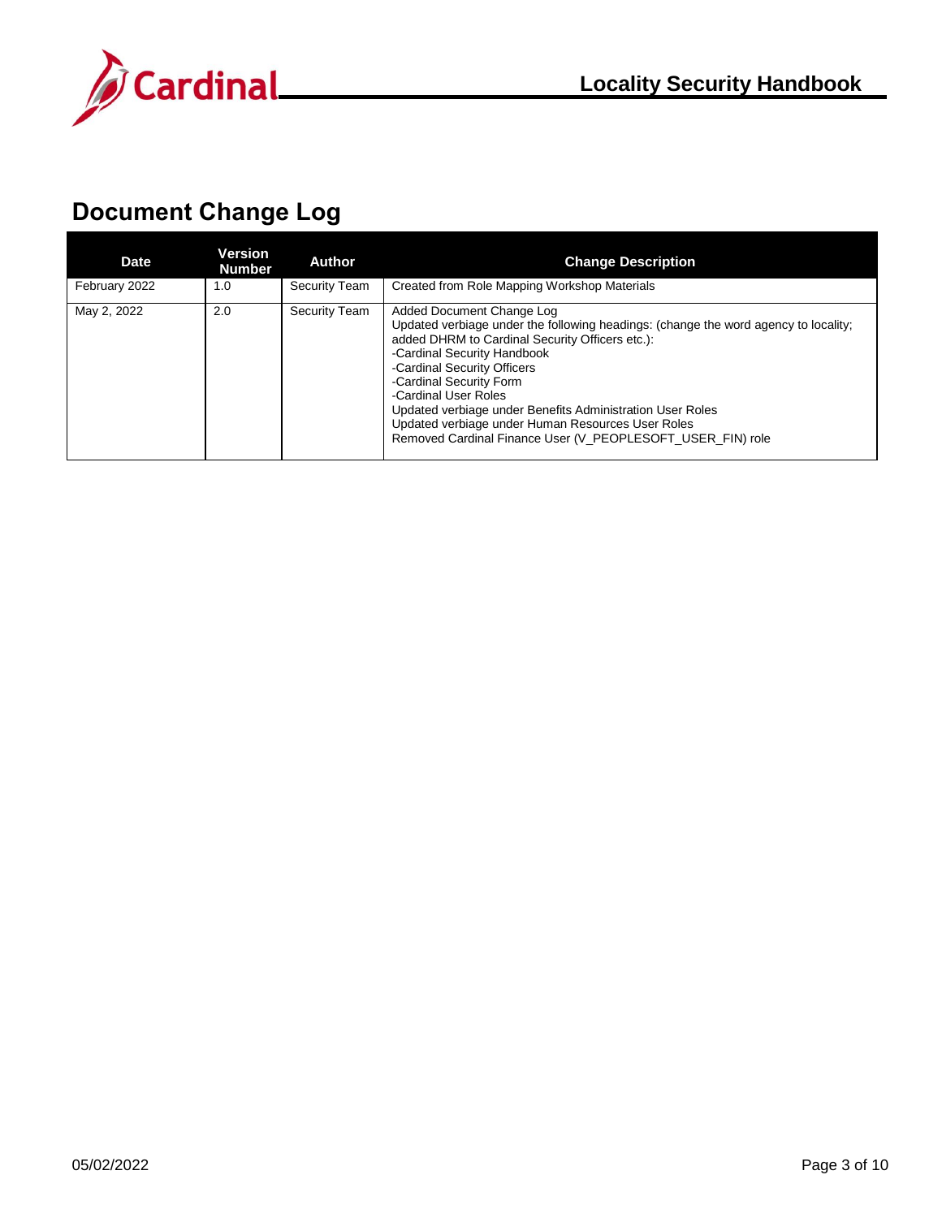# Document Change Log

| Date | Version Number | Author | Change Description |
|---|---|---|---|
| February 2022 | 1.0 | Security Team | Created from Role Mapping Workshop Materials |
| May 2, 2022 | 2.0 | Security Team | Added Document Change Log<br>Updated verbiage under the following headings: (change the word agency to locality; added DHRM to Cardinal Security Officers etc.):<br>-Cardinal Security Handbook<br>-Cardinal Security Officers<br>-Cardinal Security Form<br>-Cardinal User Roles<br>Updated verbiage under Benefits Administration User Roles<br>Updated verbiage under Human Resources User Roles<br>Removed Cardinal Finance User (V_PEOPLESOFT_USER_FIN) role |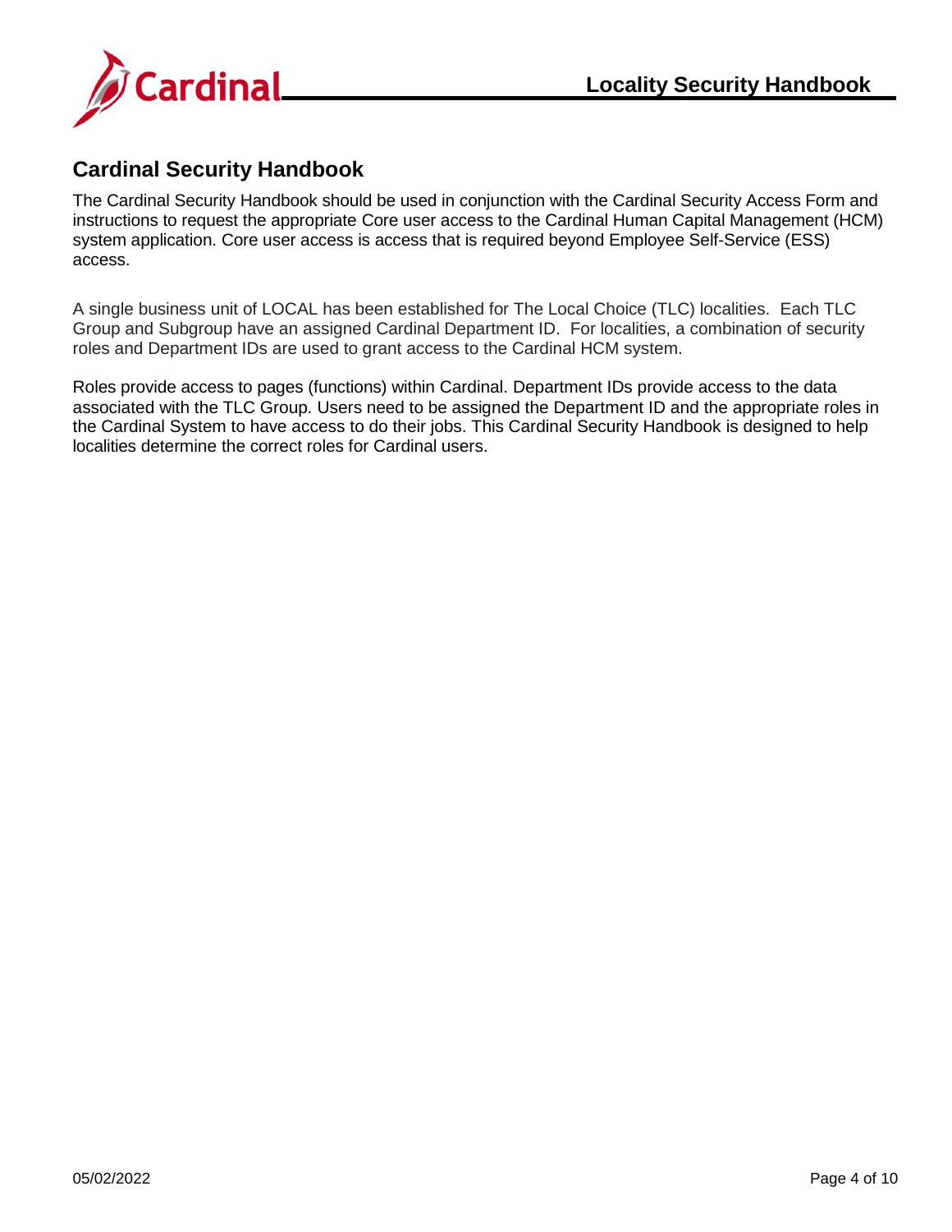## Cardinal Security Handbook

The Cardinal Security Handbook should be used in conjunction with the Cardinal Security Access Form and instructions to request the appropriate Core user access to the Cardinal Human Capital Management (HCM) system application. Core user access is access that is required beyond Employee Self-Service (ESS) access.

A single business unit of LOCAL has been established for The Local Choice (TLC) localities. Each TLC Group and Subgroup have an assigned Cardinal Department ID. For localities, a combination of security roles and Department IDs are used to grant access to the Cardinal HCM system.

Roles provide access to pages (functions) within Cardinal. Department IDs provide access to the data associated with the TLC Group. Users need to be assigned the Department ID and the appropriate roles in the Cardinal System to have access to do their jobs. This Cardinal Security Handbook is designed to help localities determine the correct roles for Cardinal users.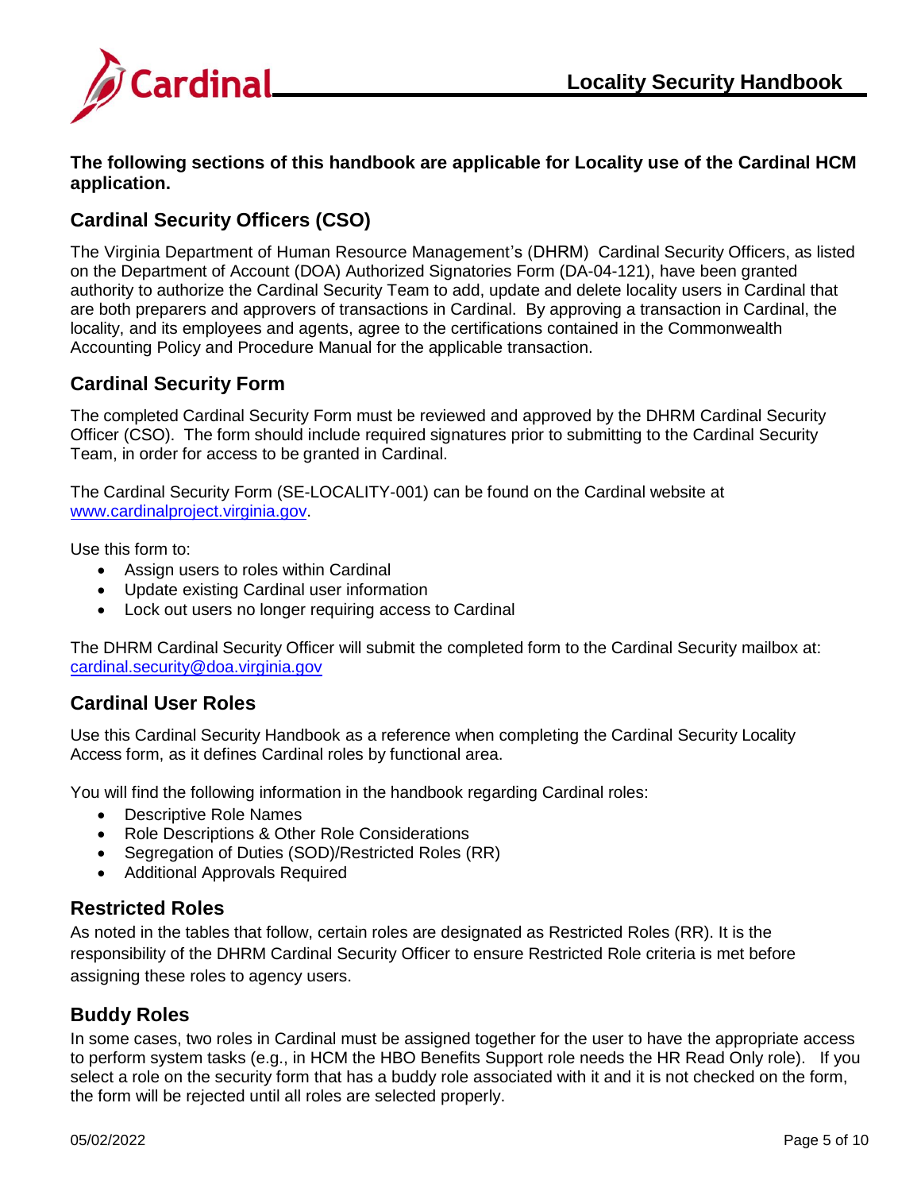**The following sections of this handbook are applicable for Locality use of the Cardinal HCM application.**

## Cardinal Security Officers (CSO)

The Virginia Department of Human Resource Management's (DHRM) Cardinal Security Officers, as listed on the Department of Account (DOA) Authorized Signatories Form (DA-04-121), have been granted authority to authorize the Cardinal Security Team to add, update and delete locality users in Cardinal that are both preparers and approvers of transactions in Cardinal. By approving a transaction in Cardinal, the locality, and its employees and agents, agree to the certifications contained in the Commonwealth Accounting Policy and Procedure Manual for the applicable transaction.

## Cardinal Security Form

The completed Cardinal Security Form must be reviewed and approved by the DHRM Cardinal Security Officer (CSO). The form should include required signatures prior to submitting to the Cardinal Security Team, in order for access to be granted in Cardinal.

The Cardinal Security Form (SE-LOCALITY-001) can be found on the Cardinal website at www.cardinalproject.virginia.gov.

Use this form to:

- Assign users to roles within Cardinal
- Update existing Cardinal user information
- Lock out users no longer requiring access to Cardinal

The DHRM Cardinal Security Officer will submit the completed form to the Cardinal Security mailbox at: cardinal.security@doa.virginia.gov

## Cardinal User Roles

Use this Cardinal Security Handbook as a reference when completing the Cardinal Security Locality Access form, as it defines Cardinal roles by functional area.

You will find the following information in the handbook regarding Cardinal roles:

- Descriptive Role Names
- Role Descriptions & Other Role Considerations
- Segregation of Duties (SOD)/Restricted Roles (RR)
- Additional Approvals Required

## Restricted Roles

As noted in the tables that follow, certain roles are designated as Restricted Roles (RR). It is the responsibility of the DHRM Cardinal Security Officer to ensure Restricted Role criteria is met before assigning these roles to agency users.

## Buddy Roles

In some cases, two roles in Cardinal must be assigned together for the user to have the appropriate access to perform system tasks (e.g., in HCM the HBO Benefits Support role needs the HR Read Only role). If you select a role on the security form that has a buddy role associated with it and it is not checked on the form, the form will be rejected until all roles are selected properly.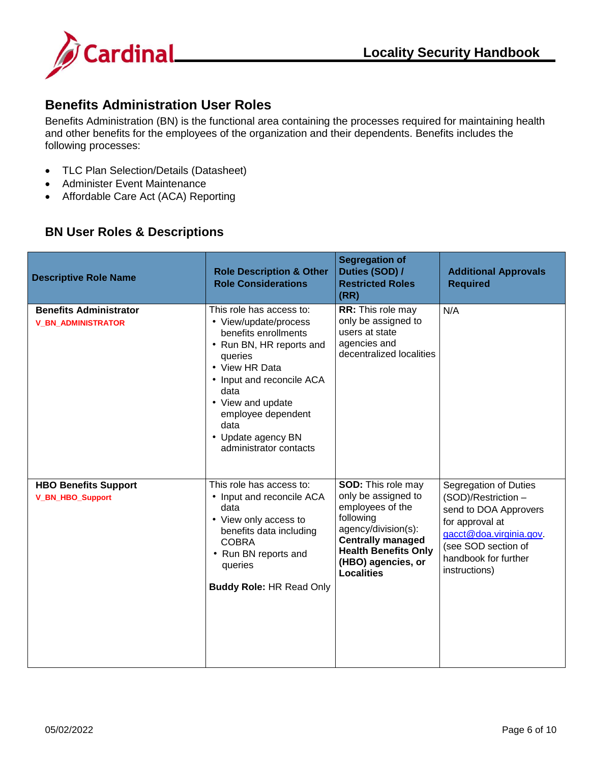## Benefits Administration User Roles

Benefits Administration (BN) is the functional area containing the processes required for maintaining health and other benefits for the employees of the organization and their dependents. Benefits includes the following processes:

- TLC Plan Selection/Details (Datasheet)
- Administer Event Maintenance
- Affordable Care Act (ACA) Reporting

## BN User Roles & Descriptions

| Descriptive Role Name | Role Description & Other Role Considerations | Segregation of Duties (SOD) / Restricted Roles (RR) | Additional Approvals Required |
|---|---|---|---|
| **Benefits Administrator**<br>**V_BN_ADMINISTRATOR** | This role has access to:<br>• View/update/process benefits enrollments<br>• Run BN, HR reports and queries<br>• View HR Data<br>• Input and reconcile ACA data<br>• View and update employee dependent data<br>• Update agency BN administrator contacts | **RR:** This role may only be assigned to users at state agencies and decentralized localities | N/A |
| **HBO Benefits Support**<br>**V_BN_HBO_Support** | This role has access to:<br>• Input and reconcile ACA data<br>• View only access to benefits data including COBRA<br>• Run BN reports and queries<br><br>**Buddy Role:** HR Read Only | **SOD:** This role may only be assigned to employees of the following agency/division(s): **Centrally managed Health Benefits Only (HBO) agencies, or Localities** | Segregation of Duties (SOD)/Restriction – send to DOA Approvers for approval at gacct@doa.virginia.gov. (see SOD section of handbook for further instructions) |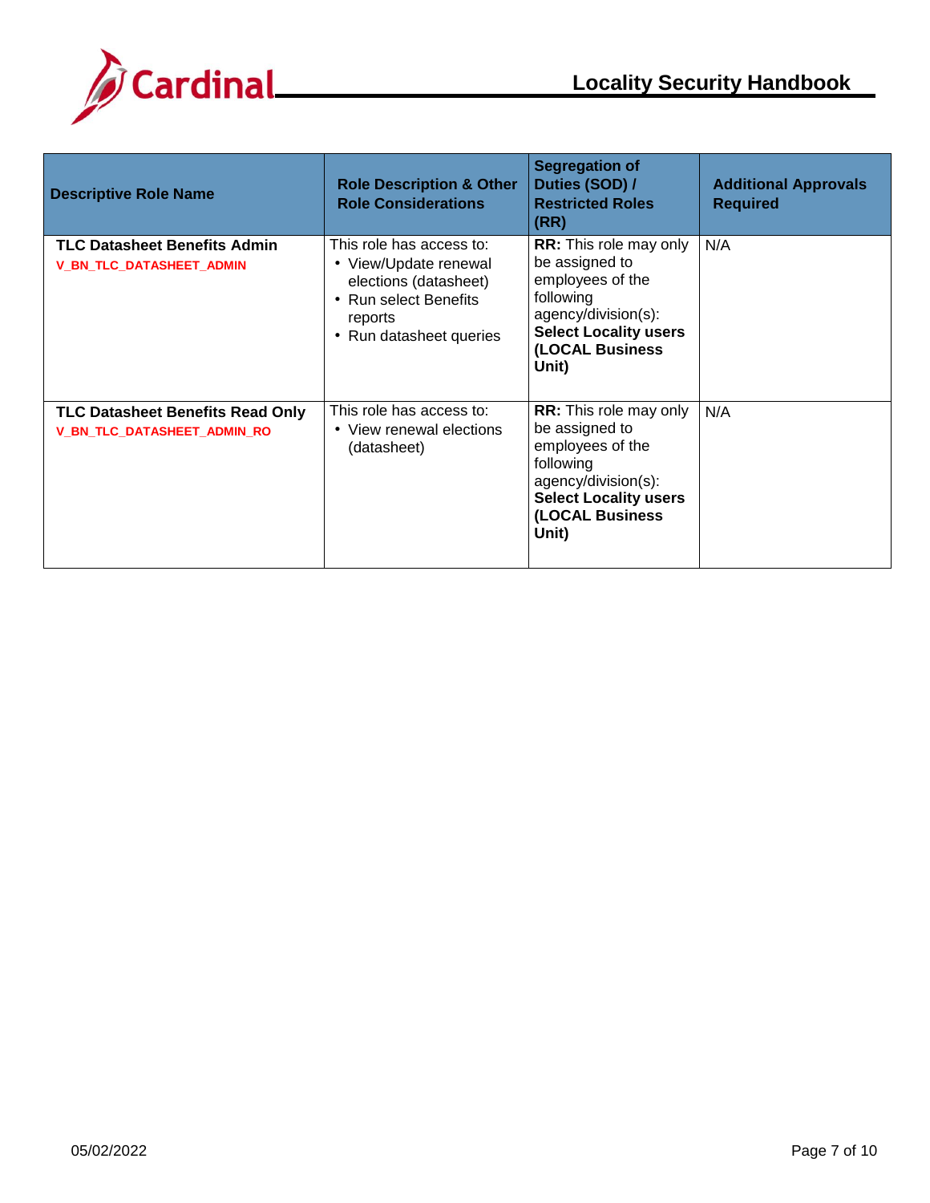| Descriptive Role Name | Role Description & Other Role Considerations | Segregation of Duties (SOD) / Restricted Roles (RR) | Additional Approvals Required |
|---|---|---|---|
| **TLC Datasheet Benefits Admin**<br>**V_BN_TLC_DATASHEET_ADMIN** | This role has access to:<br>• View/Update renewal elections (datasheet)<br>• Run select Benefits reports<br>• Run datasheet queries | **RR:** This role may only be assigned to employees of the following agency/division(s): **Select Locality users (LOCAL Business Unit)** | N/A |
| **TLC Datasheet Benefits Read Only**<br>**V_BN_TLC_DATASHEET_ADMIN_RO** | This role has access to:<br>• View renewal elections (datasheet) | **RR:** This role may only be assigned to employees of the following agency/division(s): **Select Locality users (LOCAL Business Unit)** | N/A |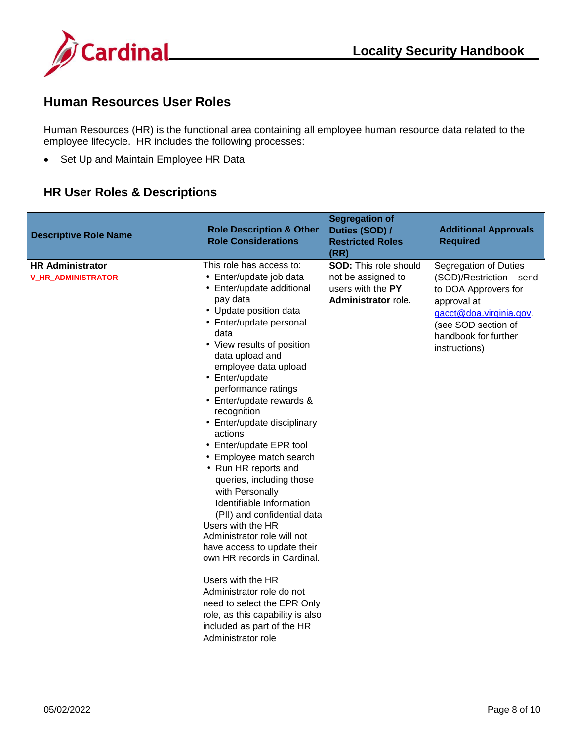## Human Resources User Roles

Human Resources (HR) is the functional area containing all employee human resource data related to the employee lifecycle. HR includes the following processes:

- Set Up and Maintain Employee HR Data

## HR User Roles & Descriptions

| Descriptive Role Name | Role Description & Other Role Considerations | Segregation of Duties (SOD) / Restricted Roles (RR) | Additional Approvals Required |
|---|---|---|---|
| **HR Administrator**<br>**V_HR_ADMINISTRATOR** | This role has access to:<br>• Enter/update job data<br>• Enter/update additional pay data<br>• Update position data<br>• Enter/update personal data<br>• View results of position data upload and employee data upload<br>• Enter/update performance ratings<br>• Enter/update rewards & recognition<br>• Enter/update disciplinary actions<br>• Enter/update EPR tool<br>• Employee match search<br>• Run HR reports and queries, including those with Personally Identifiable Information (PII) and confidential data<br>Users with the HR Administrator role will not have access to update their own HR records in Cardinal.<br><br>Users with the HR Administrator role do not need to select the EPR Only role, as this capability is also included as part of the HR Administrator role | **SOD:** This role should not be assigned to users with the **PY Administrator** role. | Segregation of Duties (SOD)/Restriction – send to DOA Approvers for approval at gacct@doa.virginia.gov. (see SOD section of handbook for further instructions) |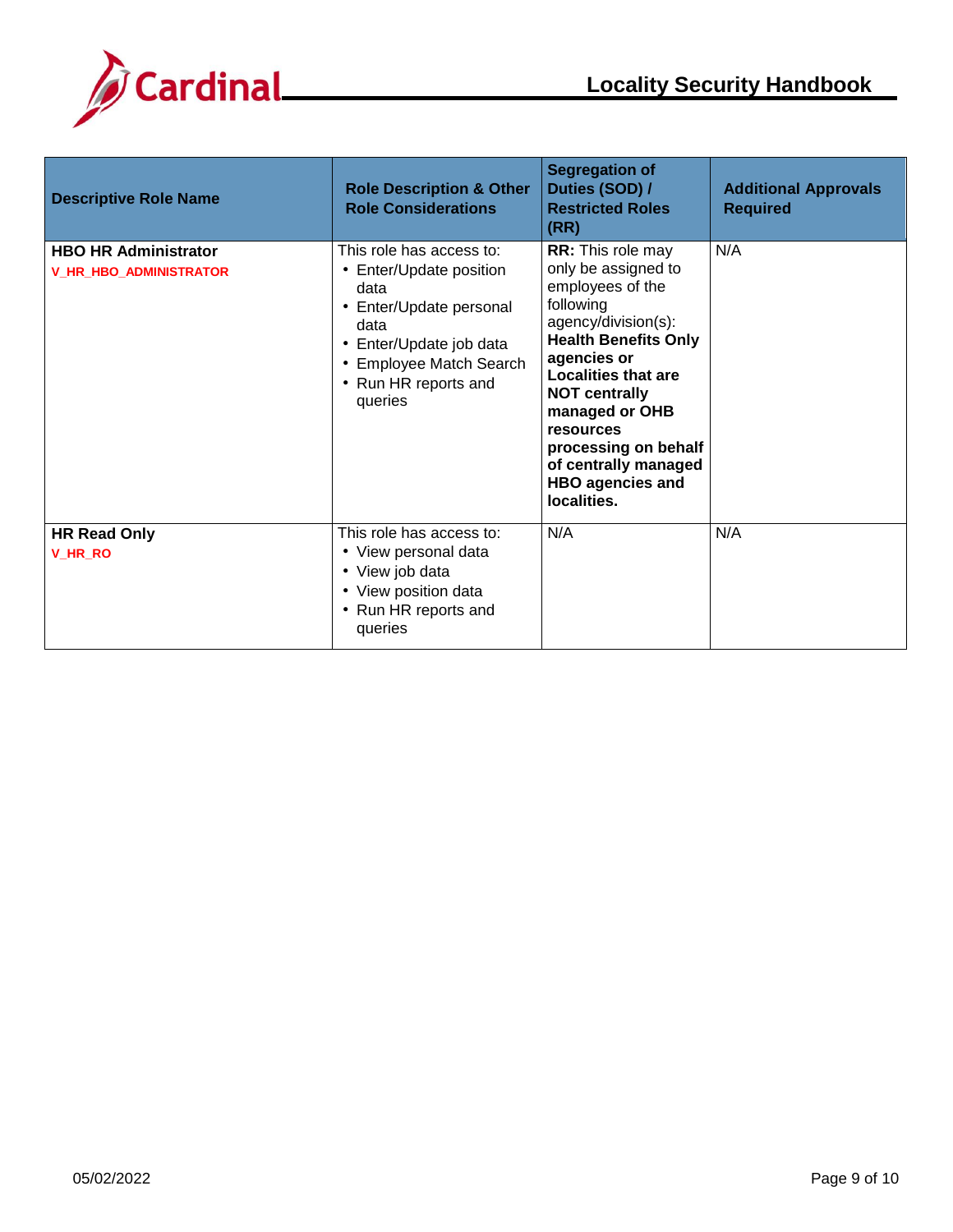| Descriptive Role Name | Role Description & Other Role Considerations | Segregation of Duties (SOD) / Restricted Roles (RR) | Additional Approvals Required |
|---|---|---|---|
| **HBO HR Administrator**<br>**V_HR_HBO_ADMINISTRATOR** | This role has access to:<br>• Enter/Update position data<br>• Enter/Update personal data<br>• Enter/Update job data<br>• Employee Match Search<br>• Run HR reports and queries | **RR:** This role may only be assigned to employees of the following agency/division(s): **Health Benefits Only agencies or Localities that are NOT centrally managed or OHB resources processing on behalf of centrally managed HBO agencies and localities.** | N/A |
| **HR Read Only**<br>**V_HR_RO** | This role has access to:<br>• View personal data<br>• View job data<br>• View position data<br>• Run HR reports and queries | N/A | N/A |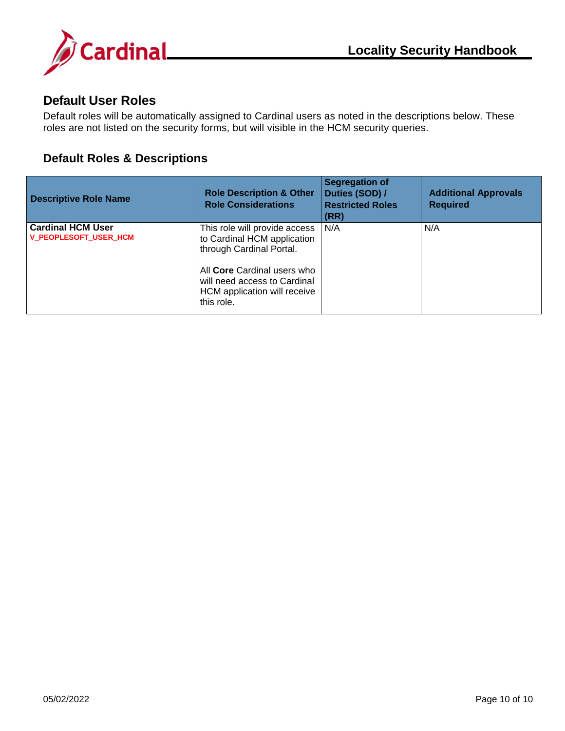## Default User Roles

Default roles will be automatically assigned to Cardinal users as noted in the descriptions below. These roles are not listed on the security forms, but will visible in the HCM security queries.

### Default Roles & Descriptions

| Descriptive Role Name | Role Description & Other Role Considerations | Segregation of Duties (SOD) / Restricted Roles (RR) | Additional Approvals Required |
|---|---|---|---|
| **Cardinal HCM User**<br>**V_PEOPLESOFT_USER_HCM** | This role will provide access to Cardinal HCM application through Cardinal Portal.<br><br>All **Core** Cardinal users who will need access to Cardinal HCM application will receive this role. | N/A | N/A |